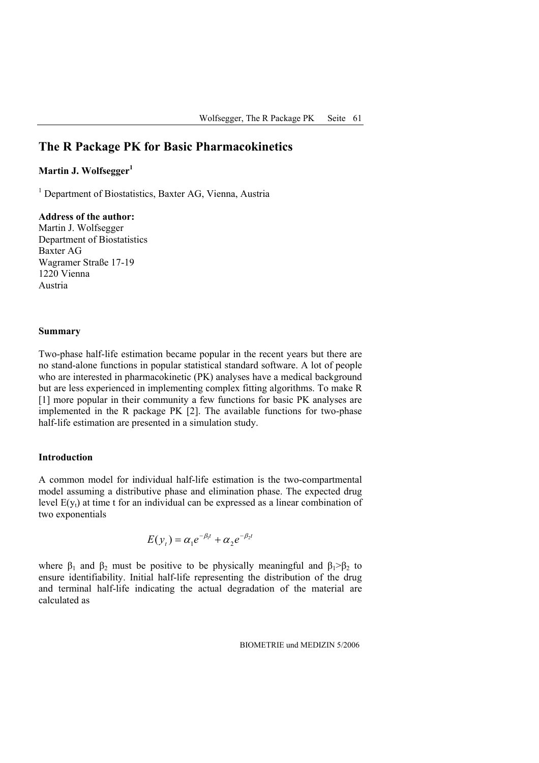# The R Package PK for Basic Pharmacokinetics

**Martin J. Wolfsegger[1]**

[1] Department of Biostatistics, Baxter AG, Vienna, Austria

**Address of the author:**
Martin J. Wolfsegger
Department of Biostatistics
Baxter AG
Wagramer Straße 17-19
1220 Vienna
Austria

### Summary

Two-phase half-life estimation became popular in the recent years but there are no stand-alone functions in popular statistical standard software. A lot of people who are interested in pharmacokinetic (PK) analyses have a medical background but are less experienced in implementing complex fitting algorithms. To make R [1] more popular in their community a few functions for basic PK analyses are implemented in the R package PK [2]. The available functions for two-phase half-life estimation are presented in a simulation study.

### Introduction

A common model for individual half-life estimation is the two-compartmental model assuming a distributive phase and elimination phase. The expected drug level $E(y_t)$ at time t for an individual can be expressed as a linear combination of two exponentials

$$E(y_t) = \alpha_1 e^{-\beta_1 t} + \alpha_2 e^{-\beta_2 t}$$

where $\beta_1$ and $\beta_2$ must be positive to be physically meaningful and $\beta_1 > \beta_2$ to ensure identifiability. Initial half-life representing the distribution of the drug and terminal half-life indicating the actual degradation of the material are calculated as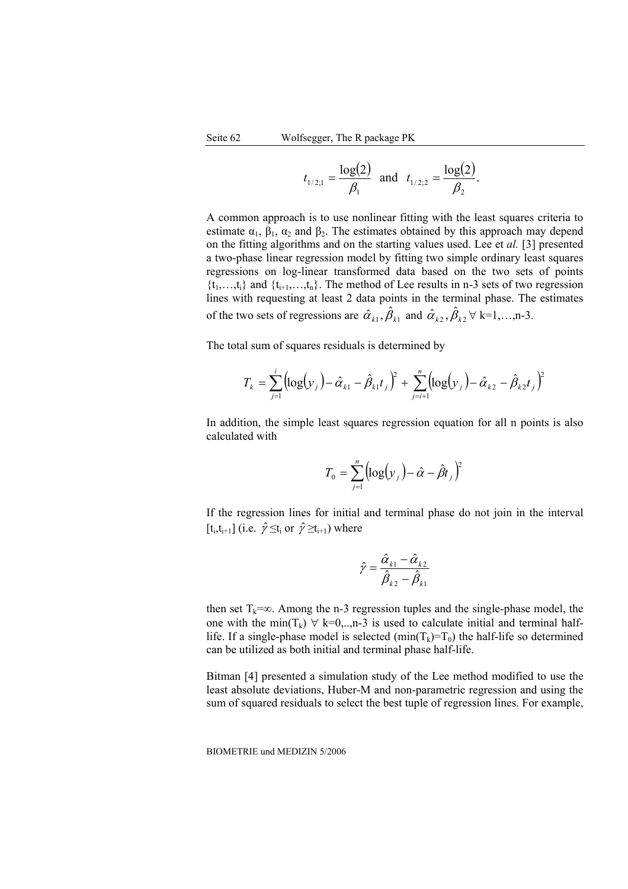$$t_{1/2;1} = \frac{\log(2)}{\beta_1} \text{ and } t_{1/2;2} = \frac{\log(2)}{\beta_2}.$$

A common approach is to use nonlinear fitting with the least squares criteria to estimate $\alpha_1$, $\beta_1$, $\alpha_2$ and $\beta_2$. The estimates obtained by this approach may depend on the fitting algorithms and on the starting values used. Lee et *al.* [3] presented a two-phase linear regression model by fitting two simple ordinary least squares regressions on log-linear transformed data based on the two sets of points $\{t_1,\ldots,t_i\}$ and $\{t_{i+1},\ldots,t_n\}$. The method of Lee results in n-3 sets of two regression lines with requesting at least 2 data points in the terminal phase. The estimates of the two sets of regressions are $\hat{\alpha}_{k1}, \hat{\beta}_{k1}$ and $\hat{\alpha}_{k2}, \hat{\beta}_{k2}$ $\forall$ k=1,…,n-3.

The total sum of squares residuals is determined by

$$T_k = \sum_{j=1}^{i}\left(\log(y_j) - \hat{\alpha}_{k1} - \hat{\beta}_{k1}t_j\right)^2 + \sum_{j=i+1}^{n}\left(\log(y_j) - \hat{\alpha}_{k2} - \hat{\beta}_{k2}t_j\right)^2$$

In addition, the simple least squares regression equation for all n points is also calculated with

$$T_0 = \sum_{j=1}^{n}\left(\log(y_j) - \hat{\alpha} - \hat{\beta}t_j\right)^2$$

If the regression lines for initial and terminal phase do not join in the interval $[t_i,t_{i+1}]$ (i.e. $\hat{\gamma} \leq t_i$ or $\hat{\gamma} \geq t_{i+1}$) where

$$\hat{\gamma} = \frac{\hat{\alpha}_{k1} - \hat{\alpha}_{k2}}{\hat{\beta}_{k2} - \hat{\beta}_{k1}}$$

then set $T_k=\infty$. Among the n-3 regression tuples and the single-phase model, the one with the $\min(T_k)$ $\forall$ k=0,..,n-3 is used to calculate initial and terminal half-life. If a single-phase model is selected ($\min(T_k)=T_0$) the half-life so determined can be utilized as both initial and terminal phase half-life.

Bitman [4] presented a simulation study of the Lee method modified to use the least absolute deviations, Huber-M and non-parametric regression and using the sum of squared residuals to select the best tuple of regression lines. For example,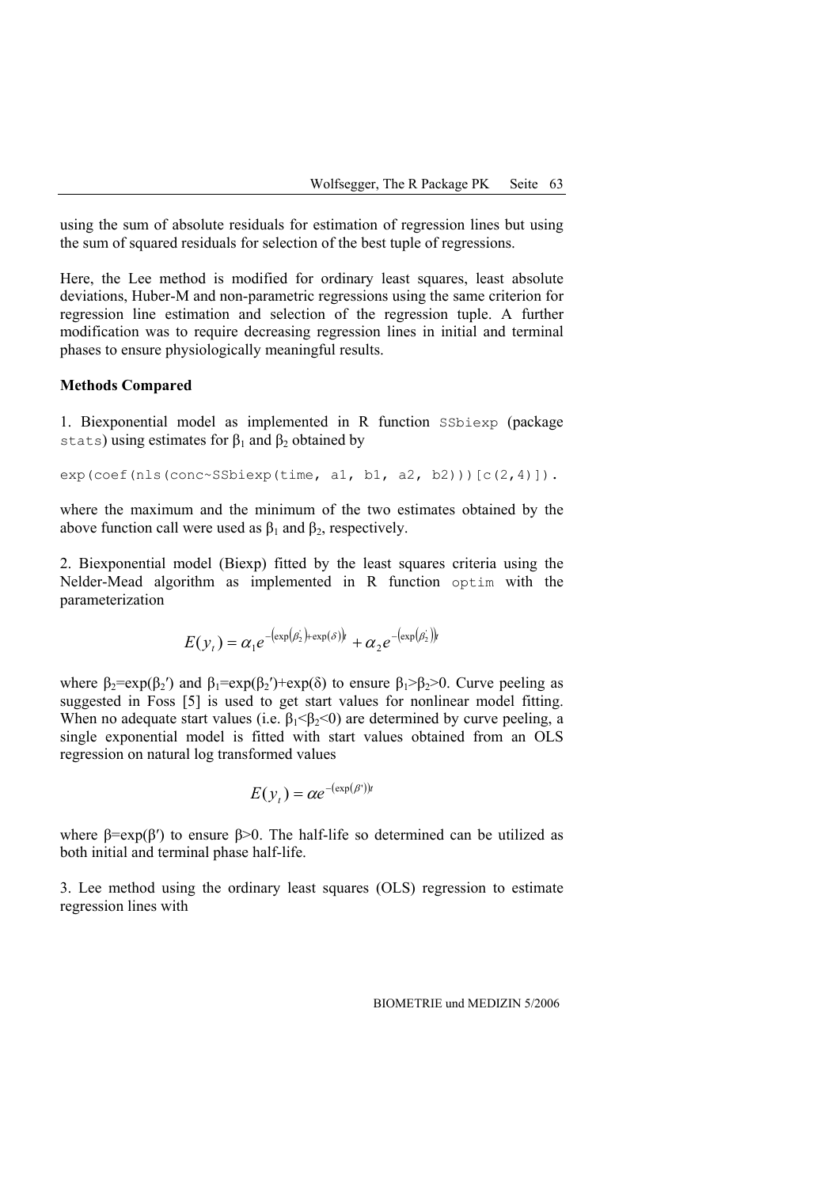using the sum of absolute residuals for estimation of regression lines but using the sum of squared residuals for selection of the best tuple of regressions.

Here, the Lee method is modified for ordinary least squares, least absolute deviations, Huber-M and non-parametric regressions using the same criterion for regression line estimation and selection of the regression tuple. A further modification was to require decreasing regression lines in initial and terminal phases to ensure physiologically meaningful results.

**Methods Compared**

1. Biexponential model as implemented in R function `SSbiexp` (package `stats`) using estimates for $\beta_1$ and $\beta_2$ obtained by

```
exp(coef(nls(conc~SSbiexp(time, a1, b1, a2, b2)))[c(2,4)]).
```

where the maximum and the minimum of the two estimates obtained by the above function call were used as $\beta_1$ and $\beta_2$, respectively.

2. Biexponential model (Biexp) fitted by the least squares criteria using the Nelder-Mead algorithm as implemented in R function `optim` with the parameterization

$$E(y_t) = \alpha_1 e^{-\left(\exp\left(\beta_2^{'}\right)+\exp(\delta)\right)t} + \alpha_2 e^{-\left(\exp\left(\beta_2^{'}\right)\right)t}$$

where $\beta_2=\exp(\beta_2')$ and $\beta_1=\exp(\beta_2')+\exp(\delta)$ to ensure $\beta_1>\beta_2>0$. Curve peeling as suggested in Foss [5] is used to get start values for nonlinear model fitting. When no adequate start values (i.e. $\beta_1<\beta_2<0$) are determined by curve peeling, a single exponential model is fitted with start values obtained from an OLS regression on natural log transformed values

$$E(y_t) = \alpha e^{-(\exp(\beta'))t}$$

where $\beta=\exp(\beta')$ to ensure $\beta>0$. The half-life so determined can be utilized as both initial and terminal phase half-life.

3. Lee method using the ordinary least squares (OLS) regression to estimate regression lines with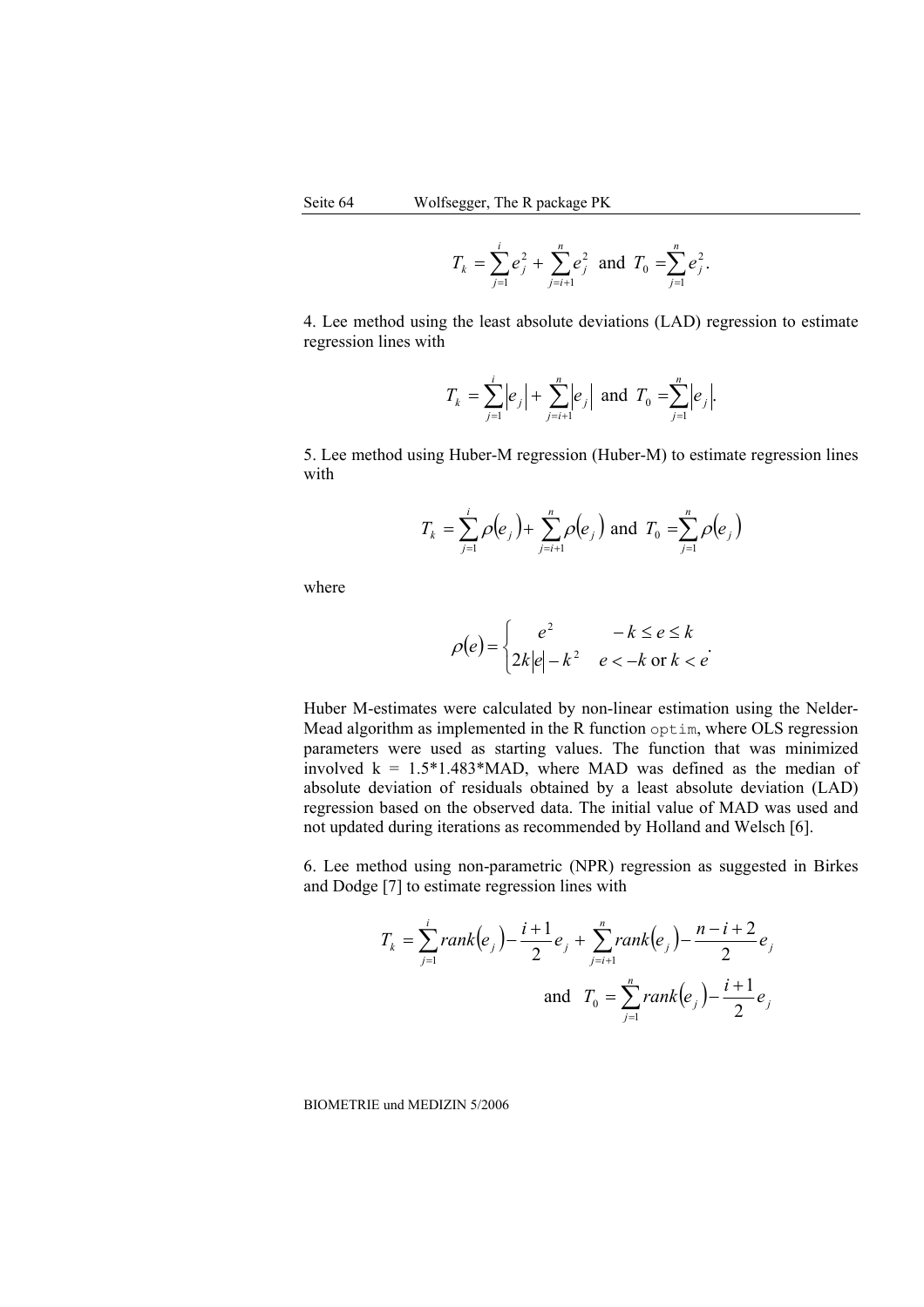$$T_k = \sum_{j=1}^{i} e_j^2 + \sum_{j=i+1}^{n} e_j^2 \text{ and } T_0 = \sum_{j=1}^{n} e_j^2.$$

4. Lee method using the least absolute deviations (LAD) regression to estimate regression lines with

$$T_k = \sum_{j=1}^{i} \left|e_j\right| + \sum_{j=i+1}^{n} \left|e_j\right| \text{ and } T_0 = \sum_{j=1}^{n} \left|e_j\right|.$$

5. Lee method using Huber-M regression (Huber-M) to estimate regression lines with

$$T_k = \sum_{j=1}^{i} \rho\left(e_j\right) + \sum_{j=i+1}^{n} \rho\left(e_j\right) \text{ and } T_0 = \sum_{j=1}^{n} \rho\left(e_j\right)$$

where

$$\rho(e) = \begin{cases} e^2 & -k \le e \le k \\ 2k\left|e\right| - k^2 & e < -k \text{ or } k < e \end{cases}.$$

Huber M-estimates were calculated by non-linear estimation using the Nelder-Mead algorithm as implemented in the R function `optim`, where OLS regression parameters were used as starting values. The function that was minimized involved k = 1.5*1.483*MAD, where MAD was defined as the median of absolute deviation of residuals obtained by a least absolute deviation (LAD) regression based on the observed data. The initial value of MAD was used and not updated during iterations as recommended by Holland and Welsch [6].

6. Lee method using non-parametric (NPR) regression as suggested in Birkes and Dodge [7] to estimate regression lines with

$$T_k = \sum_{j=1}^{i} rank\left(e_j\right) - \frac{i+1}{2} e_j + \sum_{j=i+1}^{n} rank\left(e_j\right) - \frac{n-i+2}{2} e_j$$

$$\text{and } T_0 = \sum_{j=1}^{n} rank\left(e_j\right) - \frac{i+1}{2} e_j$$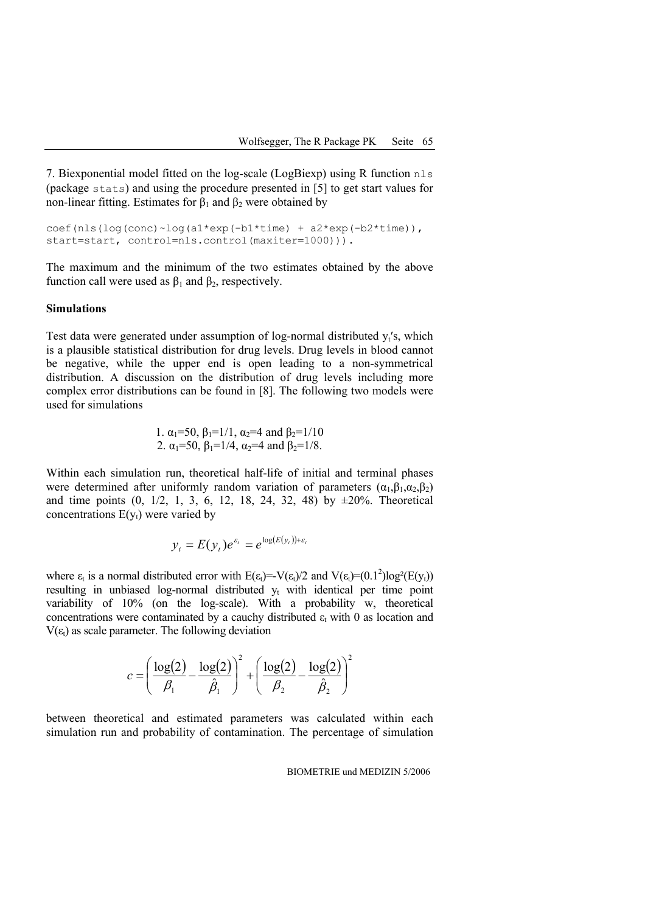7. Biexponential model fitted on the log-scale (LogBiexp) using R function `nls` (package `stats`) and using the procedure presented in [5] to get start values for non-linear fitting. Estimates for $\beta_1$ and $\beta_2$ were obtained by

```
coef(nls(log(conc)~log(a1*exp(-b1*time) + a2*exp(-b2*time)),
start=start, control=nls.control(maxiter=1000))).
```

The maximum and the minimum of the two estimates obtained by the above function call were used as $\beta_1$ and $\beta_2$, respectively.

**Simulations**

Test data were generated under assumption of log-normal distributed $y_t$'s, which is a plausible statistical distribution for drug levels. Drug levels in blood cannot be negative, while the upper end is open leading to a non-symmetrical distribution. A discussion on the distribution of drug levels including more complex error distributions can be found in [8]. The following two models were used for simulations

1. $\alpha_1$=50, $\beta_1$=1/1, $\alpha_2$=4 and $\beta_2$=1/10
2. $\alpha_1$=50, $\beta_1$=1/4, $\alpha_2$=4 and $\beta_2$=1/8.

Within each simulation run, theoretical half-life of initial and terminal phases were determined after uniformly random variation of parameters ($\alpha_1$,$\beta_1$,$\alpha_2$,$\beta_2$) and time points (0, 1/2, 1, 3, 6, 12, 18, 24, 32, 48) by ±20%. Theoretical concentrations $E(y_t)$ were varied by

$$y_t = E(y_t)e^{\varepsilon_t} = e^{\log(E(y_t))+\varepsilon_t}$$

where $\varepsilon_t$ is a normal distributed error with $E(\varepsilon_t)=-V(\varepsilon_t)/2$ and $V(\varepsilon_t)=(0.1^2)\log^2(E(y_t))$ resulting in unbiased log-normal distributed $y_t$ with identical per time point variability of 10% (on the log-scale). With a probability w, theoretical concentrations were contaminated by a cauchy distributed $\varepsilon_t$ with 0 as location and $V(\varepsilon_t)$ as scale parameter. The following deviation

$$c = \left(\frac{\log(2)}{\beta_1} - \frac{\log(2)}{\hat{\beta}_1}\right)^2 + \left(\frac{\log(2)}{\beta_2} - \frac{\log(2)}{\hat{\beta}_2}\right)^2$$

between theoretical and estimated parameters was calculated within each simulation run and probability of contamination. The percentage of simulation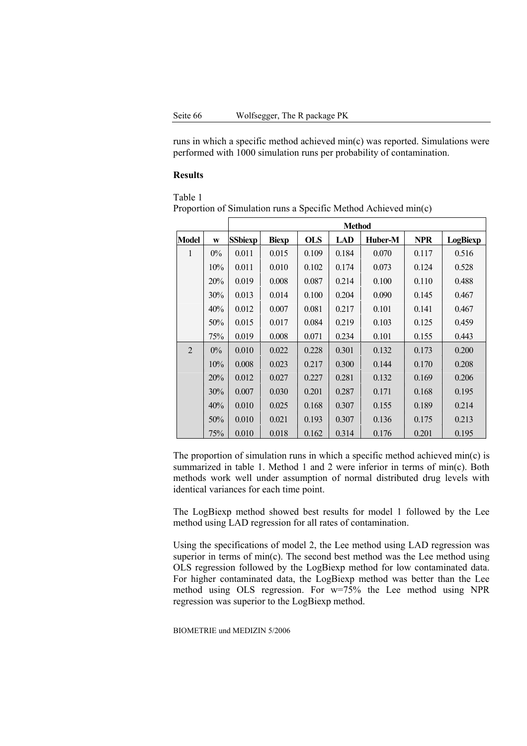runs in which a specific method achieved min(c) was reported. Simulations were performed with 1000 simulation runs per probability of contamination.

**Results**

Table 1
Proportion of Simulation runs a Specific Method Achieved min(c)

| | | Method | | | | | | |
|---|---|---|---|---|---|---|---|---|
| **Model** | **w** | **SSbiexp** | **Biexp** | **OLS** | **LAD** | **Huber-M** | **NPR** | **LogBiexp** |
| 1 | 0% | 0.011 | 0.015 | 0.109 | 0.184 | 0.070 | 0.117 | 0.516 |
| | 10% | 0.011 | 0.010 | 0.102 | 0.174 | 0.073 | 0.124 | 0.528 |
| | 20% | 0.019 | 0.008 | 0.087 | 0.214 | 0.100 | 0.110 | 0.488 |
| | 30% | 0.013 | 0.014 | 0.100 | 0.204 | 0.090 | 0.145 | 0.467 |
| | 40% | 0.012 | 0.007 | 0.081 | 0.217 | 0.101 | 0.141 | 0.467 |
| | 50% | 0.015 | 0.017 | 0.084 | 0.219 | 0.103 | 0.125 | 0.459 |
| | 75% | 0.019 | 0.008 | 0.071 | 0.234 | 0.101 | 0.155 | 0.443 |
| 2 | 0% | 0.010 | 0.022 | 0.228 | 0.301 | 0.132 | 0.173 | 0.200 |
| | 10% | 0.008 | 0.023 | 0.217 | 0.300 | 0.144 | 0.170 | 0.208 |
| | 20% | 0.012 | 0.027 | 0.227 | 0.281 | 0.132 | 0.169 | 0.206 |
| | 30% | 0.007 | 0.030 | 0.201 | 0.287 | 0.171 | 0.168 | 0.195 |
| | 40% | 0.010 | 0.025 | 0.168 | 0.307 | 0.155 | 0.189 | 0.214 |
| | 50% | 0.010 | 0.021 | 0.193 | 0.307 | 0.136 | 0.175 | 0.213 |
| | 75% | 0.010 | 0.018 | 0.162 | 0.314 | 0.176 | 0.201 | 0.195 |

The proportion of simulation runs in which a specific method achieved min(c) is summarized in table 1. Method 1 and 2 were inferior in terms of min(c). Both methods work well under assumption of normal distributed drug levels with identical variances for each time point.

The LogBiexp method showed best results for model 1 followed by the Lee method using LAD regression for all rates of contamination.

Using the specifications of model 2, the Lee method using LAD regression was superior in terms of min(c). The second best method was the Lee method using OLS regression followed by the LogBiexp method for low contaminated data. For higher contaminated data, the LogBiexp method was better than the Lee method using OLS regression. For w=75% the Lee method using NPR regression was superior to the LogBiexp method.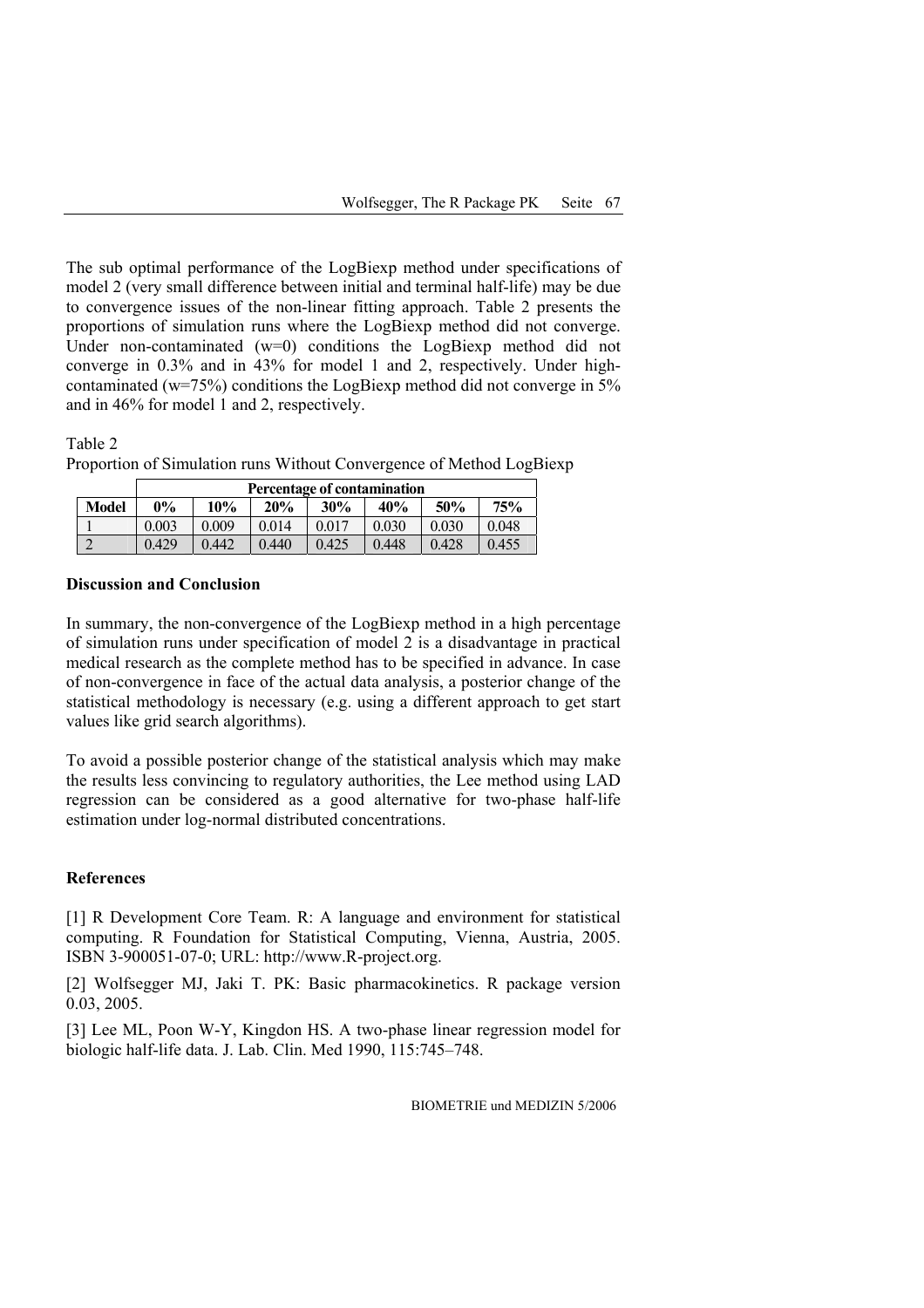The sub optimal performance of the LogBiexp method under specifications of model 2 (very small difference between initial and terminal half-life) may be due to convergence issues of the non-linear fitting approach. Table 2 presents the proportions of simulation runs where the LogBiexp method did not converge. Under non-contaminated (w=0) conditions the LogBiexp method did not converge in 0.3% and in 43% for model 1 and 2, respectively. Under high-contaminated (w=75%) conditions the LogBiexp method did not converge in 5% and in 46% for model 1 and 2, respectively.

Table 2
Proportion of Simulation runs Without Convergence of Method LogBiexp

| | **Percentage of contamination** | | | | | | |
|---|---|---|---|---|---|---|---|
| **Model** | **0%** | **10%** | **20%** | **30%** | **40%** | **50%** | **75%** |
| 1 | 0.003 | 0.009 | 0.014 | 0.017 | 0.030 | 0.030 | 0.048 |
| 2 | 0.429 | 0.442 | 0.440 | 0.425 | 0.448 | 0.428 | 0.455 |

### Discussion and Conclusion

In summary, the non-convergence of the LogBiexp method in a high percentage of simulation runs under specification of model 2 is a disadvantage in practical medical research as the complete method has to be specified in advance. In case of non-convergence in face of the actual data analysis, a posterior change of the statistical methodology is necessary (e.g. using a different approach to get start values like grid search algorithms).

To avoid a possible posterior change of the statistical analysis which may make the results less convincing to regulatory authorities, the Lee method using LAD regression can be considered as a good alternative for two-phase half-life estimation under log-normal distributed concentrations.

### References

[1] R Development Core Team. R: A language and environment for statistical computing. R Foundation for Statistical Computing, Vienna, Austria, 2005. ISBN 3-900051-07-0; URL: http://www.R-project.org.

[2] Wolfsegger MJ, Jaki T. PK: Basic pharmacokinetics. R package version 0.03, 2005.

[3] Lee ML, Poon W-Y, Kingdon HS. A two-phase linear regression model for biologic half-life data. J. Lab. Clin. Med 1990, 115:745–748.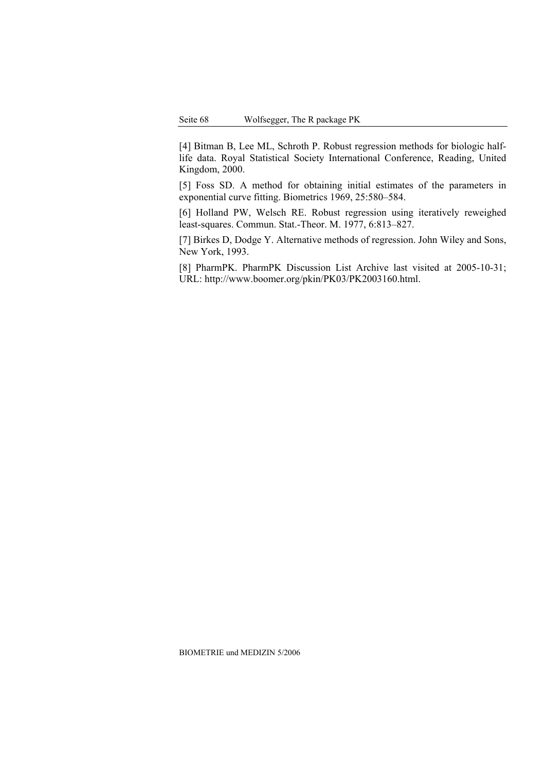[4] Bitman B, Lee ML, Schroth P. Robust regression methods for biologic half-life data. Royal Statistical Society International Conference, Reading, United Kingdom, 2000.

[5] Foss SD. A method for obtaining initial estimates of the parameters in exponential curve fitting. Biometrics 1969, 25:580–584.

[6] Holland PW, Welsch RE. Robust regression using iteratively reweighed least-squares. Commun. Stat.-Theor. M. 1977, 6:813–827.

[7] Birkes D, Dodge Y. Alternative methods of regression. John Wiley and Sons, New York, 1993.

[8] PharmPK. PharmPK Discussion List Archive last visited at 2005-10-31; URL: http://www.boomer.org/pkin/PK03/PK2003160.html.